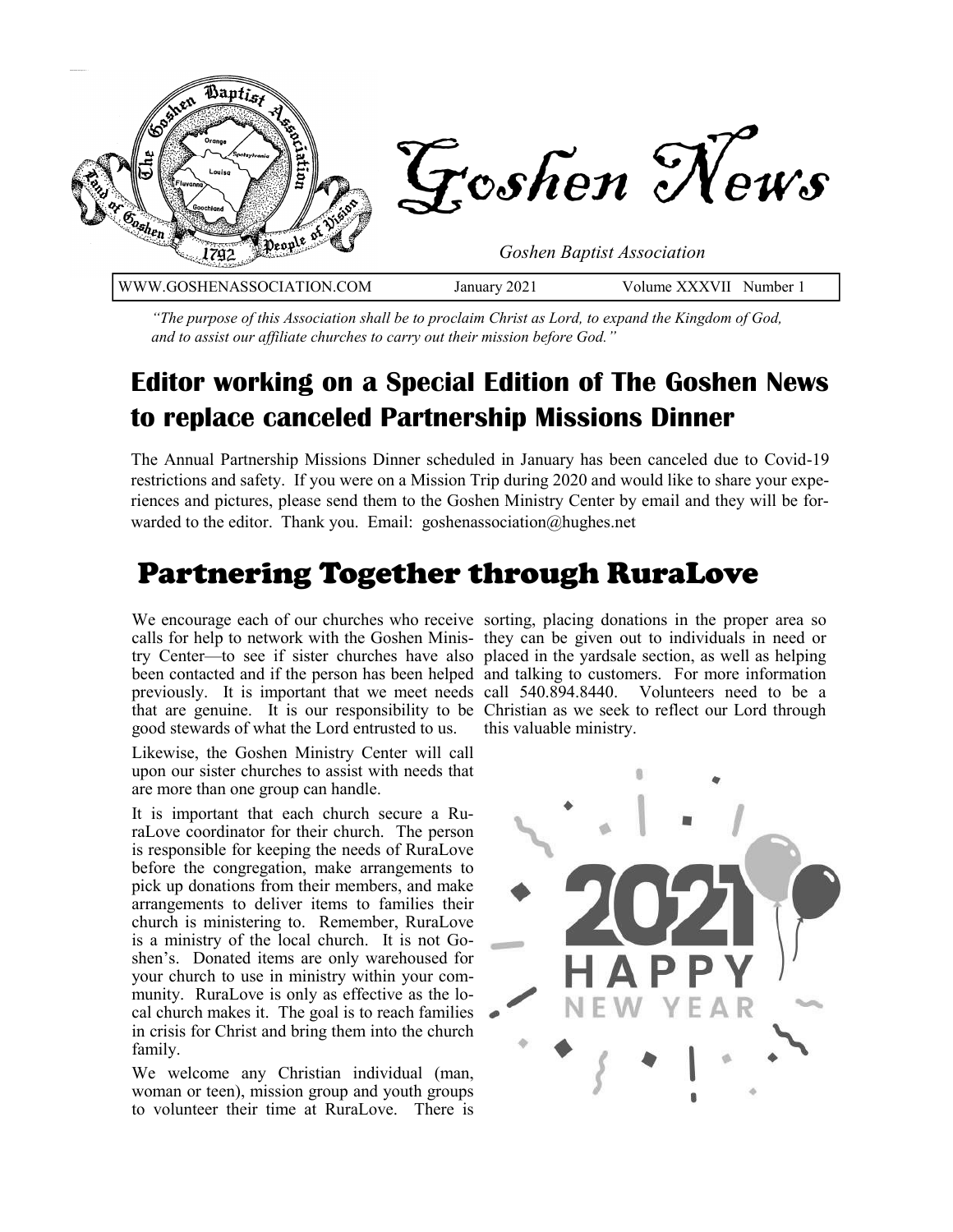# Goshen News

*Goshen Baptist Association*

WWW.GOSHENASSOCIATION.COM January 2021 Volume XXXVII Number 1

*"The purpose of this Association shall be to proclaim Christ as Lord, to expand the Kingdom of God, and to assist our affiliate churches to carry out their mission before God."*

## Editor working on a Special Edition of The Goshen News to replace canceled Partnership Missions Dinner

The Annual Partnership Missions Dinner scheduled in January has been canceled due to Covid-19 restrictions and safety. If you were on a Mission Trip during 2020 and would like to share your experiences and pictures, please send them to the Goshen Ministry Center by email and they will be forwarded to the editor. Thank you. Email: goshenassociation@hughes.net

## Partnering Together through RuraLove

We encourage each of our churches who receive calls for help to network with the Goshen Ministry Center—to see if sister churches have also been contacted and if the person has been helped previously. It is important that we meet needs that are genuine. It is our responsibility to be good stewards of what the Lord entrusted to us.

Likewise, the Goshen Ministry Center will call upon our sister churches to assist with needs that are more than one group can handle.

It is important that each church secure a RuraLove coordinator for their church. The person is responsible for keeping the needs of RuraLove before the congregation, make arrangements to pick up donations from their members, and make arrangements to deliver items to families their church is ministering to. Remember, RuraLove is a ministry of the local church. It is not Goshen's. Donated items are only warehoused for your church to use in ministry within your community. RuraLove is only as effective as the local church makes it. The goal is to reach families in crisis for Christ and bring them into the church family.

We welcome any Christian individual (man, woman or teen), mission group and youth groups to volunteer their time at RuraLove. There is sorting, placing donations in the proper area so they can be given out to individuals in need or placed in the yardsale section, as well as helping and talking to customers. For more information call 540.894.8440. Volunteers need to be a Christian as we seek to reflect our Lord through this valuable ministry.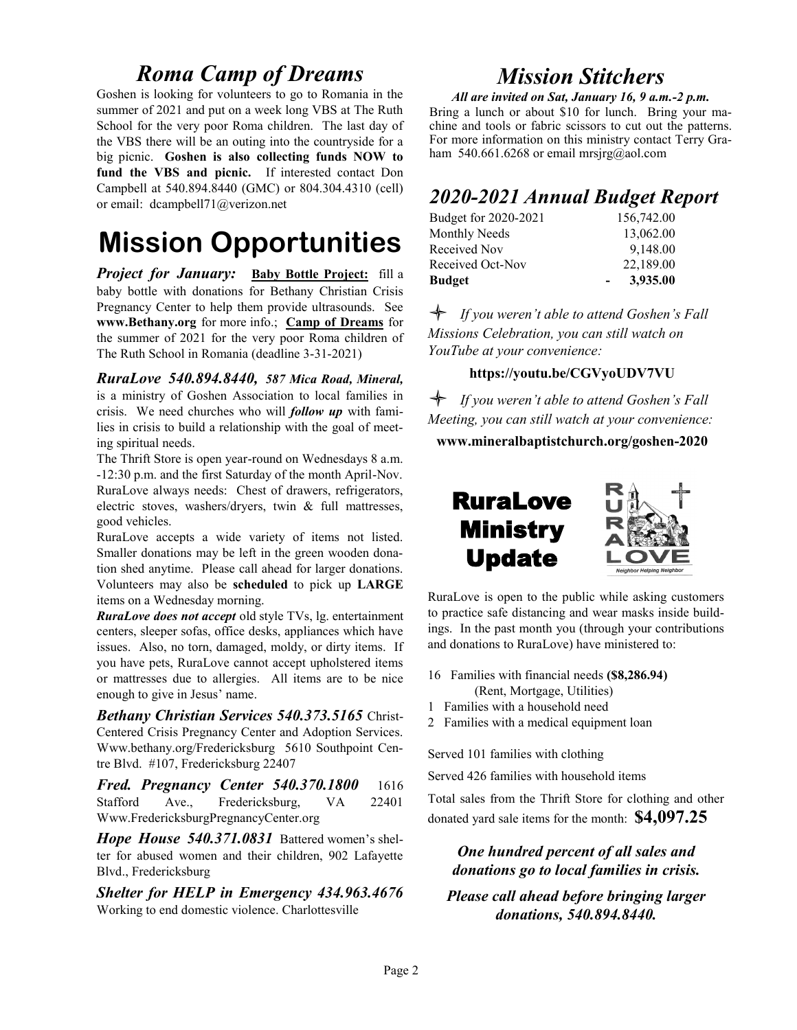## *Roma Camp of Dreams*

Goshen is looking for volunteers to go to Romania in the summer of 2021 and put on a week long VBS at The Ruth School for the very poor Roma children. The last day of the VBS there will be an outing into the countryside for a big picnic. **Goshen is also collecting funds NOW to fund the VBS and picnic.** If interested contact Don Campbell at 540.894.8440 (GMC) or 804.304.4310 (cell) or email: dcampbell71@verizon.net

# Mission Opportunities

***Project for January:*** **Baby Bottle Project:** fill a baby bottle with donations for Bethany Christian Crisis Pregnancy Center to help them provide ultrasounds. See **www.Bethany.org** for more info.; **Camp of Dreams** for the summer of 2021 for the very poor Roma children of The Ruth School in Romania (deadline 3-31-2021)

***RuraLove 540.894.8440,*** ***587 Mica Road, Mineral,*** is a ministry of Goshen Association to local families in crisis. We need churches who will ***follow up*** with families in crisis to build a relationship with the goal of meeting spiritual needs.

The Thrift Store is open year-round on Wednesdays 8 a.m. -12:30 p.m. and the first Saturday of the month April-Nov. RuraLove always needs: Chest of drawers, refrigerators, electric stoves, washers/dryers, twin & full mattresses, good vehicles.

RuraLove accepts a wide variety of items not listed. Smaller donations may be left in the green wooden donation shed anytime. Please call ahead for larger donations. Volunteers may also be **scheduled** to pick up **LARGE** items on a Wednesday morning.

***RuraLove does not accept*** old style TVs, lg. entertainment centers, sleeper sofas, office desks, appliances which have issues. Also, no torn, damaged, moldy, or dirty items. If you have pets, RuraLove cannot accept upholstered items or mattresses due to allergies. All items are to be nice enough to give in Jesus' name.

***Bethany Christian Services 540.373.5165*** Christ-Centered Crisis Pregnancy Center and Adoption Services. Www.bethany.org/Fredericksburg 5610 Southpoint Centre Blvd. #107, Fredericksburg 22407

***Fred. Pregnancy Center 540.370.1800*** 1616 Stafford Ave., Fredericksburg, VA 22401 Www.FredericksburgPregnancyCenter.org

***Hope House 540.371.0831*** Battered women's shelter for abused women and their children, 902 Lafayette Blvd., Fredericksburg

***Shelter for HELP in Emergency 434.963.4676*** Working to end domestic violence. Charlottesville

## *Mission Stitchers*

***All are invited on Sat, January 16, 9 a.m.-2 p.m.***

Bring a lunch or about $10 for lunch. Bring your machine and tools or fabric scissors to cut out the patterns. For more information on this ministry contact Terry Graham 540.661.6268 or email mrsjrg@aol.com

## *2020-2021 Annual Budget Report*

| | |
|---|---|
| Budget for 2020-2021 | 156,742.00 |
| Monthly Needs | 13,062.00 |
| Received Nov | 9,148.00 |
| Received Oct-Nov | 22,189.00 |
| **Budget** | **- 3,935.00** |

*If you weren't able to attend Goshen's Fall Missions Celebration, you can still watch on YouTube at your convenience:*

**https://youtu.be/CGVyoUDV7VU**

*If you weren't able to attend Goshen's Fall Meeting, you can still watch at your convenience:*

**www.mineralbaptistchurch.org/goshen-2020**

## RuraLove Ministry Update

RURA LOVE
Neighbor Helping Neighbor

RuraLove is open to the public while asking customers to practice safe distancing and wear masks inside buildings. In the past month you (through your contributions and donations to RuraLove) have ministered to:

- 16 Families with financial needs **($8,286.94)** (Rent, Mortgage, Utilities)
- 1 Families with a household need
- 2 Families with a medical equipment loan

Served 101 families with clothing

Served 426 families with household items

Total sales from the Thrift Store for clothing and other donated yard sale items for the month: **$4,097.25**

***One hundred percent of all sales and donations go to local families in crisis.***

***Please call ahead before bringing larger donations, 540.894.8440.***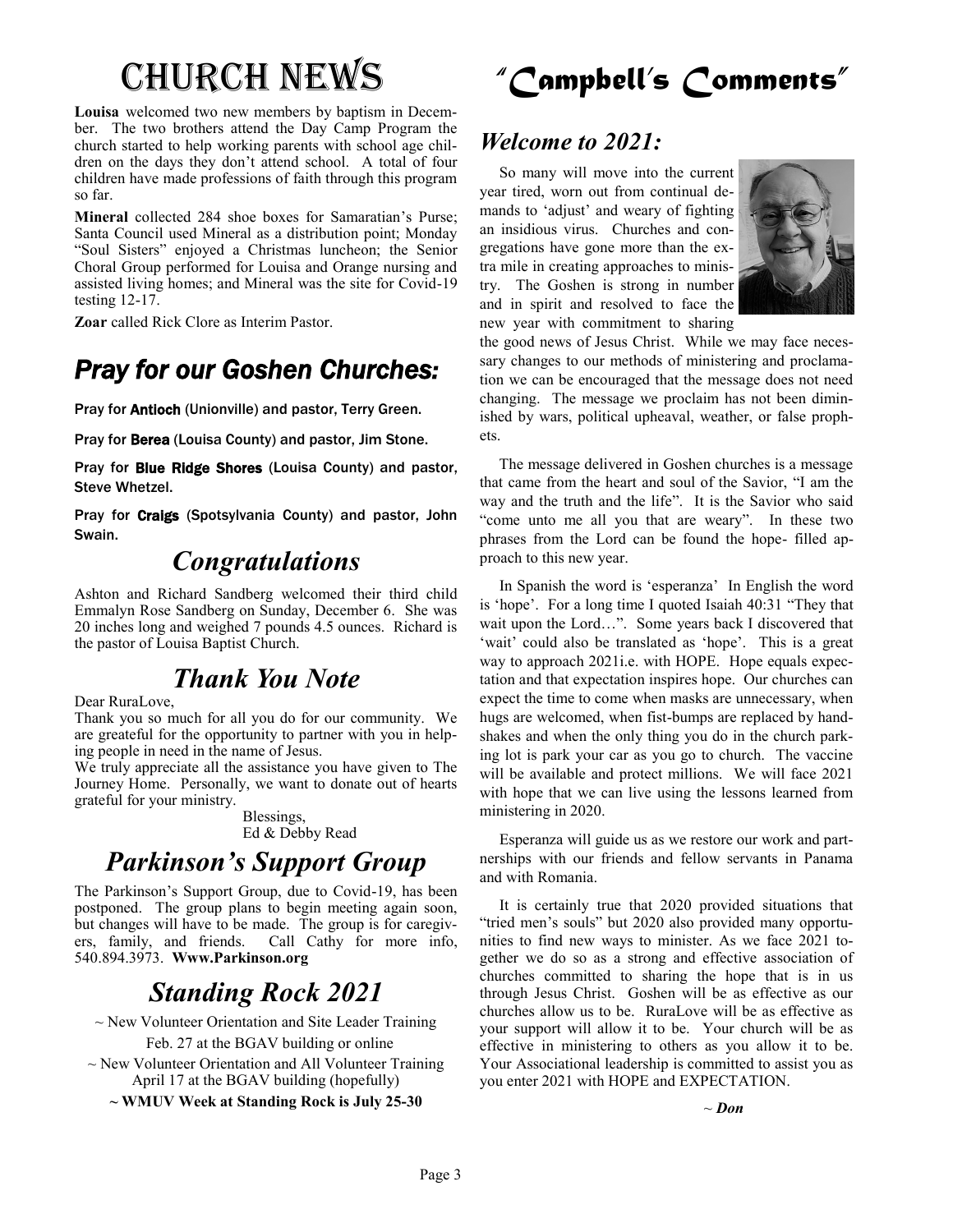# Church News

**Louisa** welcomed two new members by baptism in December. The two brothers attend the Day Camp Program the church started to help working parents with school age children on the days they don't attend school. A total of four children have made professions of faith through this program so far.

**Mineral** collected 284 shoe boxes for Samaratian's Purse; Santa Council used Mineral as a distribution point; Monday "Soul Sisters" enjoyed a Christmas luncheon; the Senior Choral Group performed for Louisa and Orange nursing and assisted living homes; and Mineral was the site for Covid-19 testing 12-17.

**Zoar** called Rick Clore as Interim Pastor.

## *Pray for our Goshen Churches:*

Pray for **Antioch** (Unionville) and pastor, Terry Green.

Pray for **Berea** (Louisa County) and pastor, Jim Stone.

Pray for **Blue Ridge Shores** (Louisa County) and pastor, Steve Whetzel.

Pray for **Craigs** (Spotsylvania County) and pastor, John Swain.

## *Congratulations*

Ashton and Richard Sandberg welcomed their third child Emmalyn Rose Sandberg on Sunday, December 6. She was 20 inches long and weighed 7 pounds 4.5 ounces. Richard is the pastor of Louisa Baptist Church.

## *Thank You Note*

Dear RuraLove,

Thank you so much for all you do for our community. We are greateful for the opportunity to partner with you in helping people in need in the name of Jesus.

We truly appreciate all the assistance you have given to The Journey Home. Personally, we want to donate out of hearts grateful for your ministry.

Blessings,
Ed & Debby Read

## *Parkinson's Support Group*

The Parkinson's Support Group, due to Covid-19, has been postponed. The group plans to begin meeting again soon, but changes will have to be made. The group is for caregivers, family, and friends. Call Cathy for more info, 540.894.3973. **Www.Parkinson.org**

## *Standing Rock 2021*

~ New Volunteer Orientation and Site Leader Training Feb. 27 at the BGAV building or online

~ New Volunteer Orientation and All Volunteer Training April 17 at the BGAV building (hopefully)

**~ WMUV Week at Standing Rock is July 25-30**

# *"Campbell's Comments"*

## *Welcome to 2021:*

So many will move into the current year tired, worn out from continual demands to 'adjust' and weary of fighting an insidious virus. Churches and congregations have gone more than the extra mile in creating approaches to ministry. The Goshen is strong in number and in spirit and resolved to face the new year with commitment to sharing the good news of Jesus Christ. While we may face necessary changes to our methods of ministering and proclamation we can be encouraged that the message does not need changing. The message we proclaim has not been diminished by wars, political upheaval, weather, or false prophets.

The message delivered in Goshen churches is a message that came from the heart and soul of the Savior, "I am the way and the truth and the life". It is the Savior who said "come unto me all you that are weary". In these two phrases from the Lord can be found the hope- filled approach to this new year.

In Spanish the word is 'esperanza' In English the word is 'hope'. For a long time I quoted Isaiah 40:31 "They that wait upon the Lord…". Some years back I discovered that 'wait' could also be translated as 'hope'. This is a great way to approach 2021i.e. with HOPE. Hope equals expectation and that expectation inspires hope. Our churches can expect the time to come when masks are unnecessary, when hugs are welcomed, when fist-bumps are replaced by handshakes and when the only thing you do in the church parking lot is park your car as you go to church. The vaccine will be available and protect millions. We will face 2021 with hope that we can live using the lessons learned from ministering in 2020.

Esperanza will guide us as we restore our work and partnerships with our friends and fellow servants in Panama and with Romania.

It is certainly true that 2020 provided situations that "tried men's souls" but 2020 also provided many opportunities to find new ways to minister. As we face 2021 together we do so as a strong and effective association of churches committed to sharing the hope that is in us through Jesus Christ. Goshen will be as effective as our churches allow us to be. RuraLove will be as effective as your support will allow it to be. Your church will be as effective in ministering to others as you allow it to be. Your Associational leadership is committed to assist you as you enter 2021 with HOPE and EXPECTATION.

*~ Don*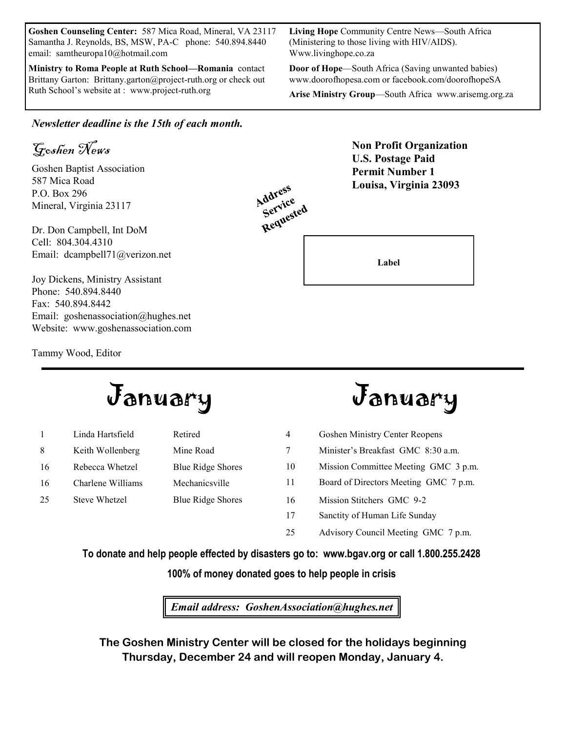**Goshen Counseling Center:** 587 Mica Road, Mineral, VA 23117 Samantha J. Reynolds, BS, MSW, PA-C phone: 540.894.8440 email: samtheuropa10@hotmail.com

**Ministry to Roma People at Ruth School—Romania** contact Brittany Garton: Brittany.garton@project-ruth.org or check out Ruth School's website at : www.project-ruth.org

**Living Hope** Community Centre News—South Africa (Ministering to those living with HIV/AIDS). Www.livinghope.co.za

**Door of Hope**—South Africa (Saving unwanted babies) www.doorofhopesa.com or facebook.com/doorofhopeSA

**Arise Ministry Group**—South Africa www.arisemg.org.za

***Newsletter deadline is the 15th of each month.***

## Goshen News

Goshen Baptist Association
587 Mica Road
P.O. Box 296
Mineral, Virginia 23117

Dr. Don Campbell, Int DoM
Cell: 804.304.4310
Email: dcampbell71@verizon.net

Joy Dickens, Ministry Assistant
Phone: 540.894.8440
Fax: 540.894.8442
Email: goshenassociation@hughes.net
Website: www.goshenassociation.com

Tammy Wood, Editor

**Address Service Requested**

**Non Profit Organization**
**U.S. Postage Paid**
**Permit Number 1**
**Louisa, Virginia 23093**

**Label**

## January

| | | |
|---|---|---|
| 1 | Linda Hartsfield | Retired |
| 8 | Keith Wollenberg | Mine Road |
| 16 | Rebecca Whetzel | Blue Ridge Shores |
| 16 | Charlene Williams | Mechanicsville |
| 25 | Steve Whetzel | Blue Ridge Shores |

## January

| | |
|---|---|
| 4 | Goshen Ministry Center Reopens |
| 7 | Minister's Breakfast GMC 8:30 a.m. |
| 10 | Mission Committee Meeting GMC 3 p.m. |
| 11 | Board of Directors Meeting GMC 7 p.m. |
| 16 | Mission Stitchers GMC 9-2 |
| 17 | Sanctity of Human Life Sunday |
| 25 | Advisory Council Meeting GMC 7 p.m. |

**To donate and help people effected by disasters go to: www.bgav.org or call 1.800.255.2428**

**100% of money donated goes to help people in crisis**

***Email address: GoshenAssociation@hughes.net***

**The Goshen Ministry Center will be closed for the holidays beginning Thursday, December 24 and will reopen Monday, January 4.**